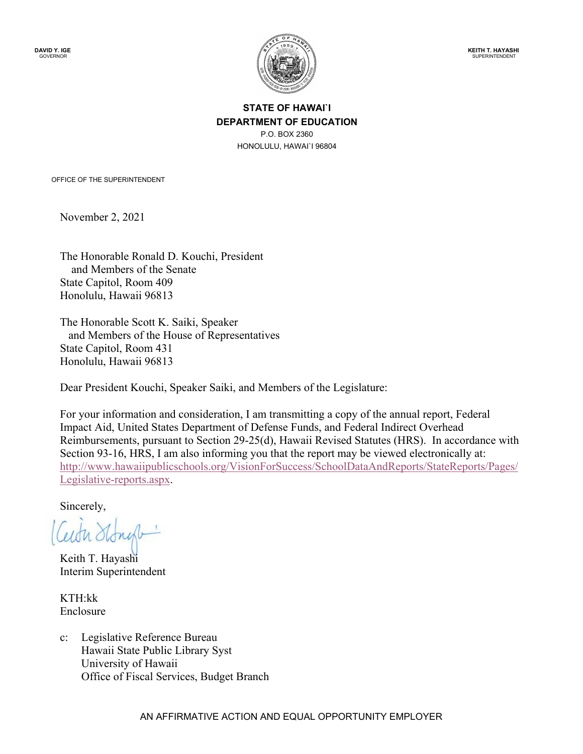**DAVID Y. IGE**
GOVERNOR

**KEITH T. HAYASHI**
SUPERINTENDENT

**STATE OF HAWAI`I**
**DEPARTMENT OF EDUCATION**
P.O. BOX 2360
HONOLULU, HAWAI`I 96804

OFFICE OF THE SUPERINTENDENT

November 2, 2021

The Honorable Ronald D. Kouchi, President
and Members of the Senate
State Capitol, Room 409
Honolulu, Hawaii 96813

The Honorable Scott K. Saiki, Speaker
and Members of the House of Representatives
State Capitol, Room 431
Honolulu, Hawaii 96813

Dear President Kouchi, Speaker Saiki, and Members of the Legislature:

For your information and consideration, I am transmitting a copy of the annual report, Federal Impact Aid, United States Department of Defense Funds, and Federal Indirect Overhead Reimbursements, pursuant to Section 29-25(d), Hawaii Revised Statutes (HRS). In accordance with Section 93-16, HRS, I am also informing you that the report may be viewed electronically at: http://www.hawaiipublicschools.org/VisionForSuccess/SchoolDataAndReports/StateReports/Pages/Legislative-reports.aspx.

Sincerely,

Keith T. Hayashi
Interim Superintendent

KTH:kk
Enclosure

c: Legislative Reference Bureau
Hawaii State Public Library Syst
University of Hawaii
Office of Fiscal Services, Budget Branch

AN AFFIRMATIVE ACTION AND EQUAL OPPORTUNITY EMPLOYER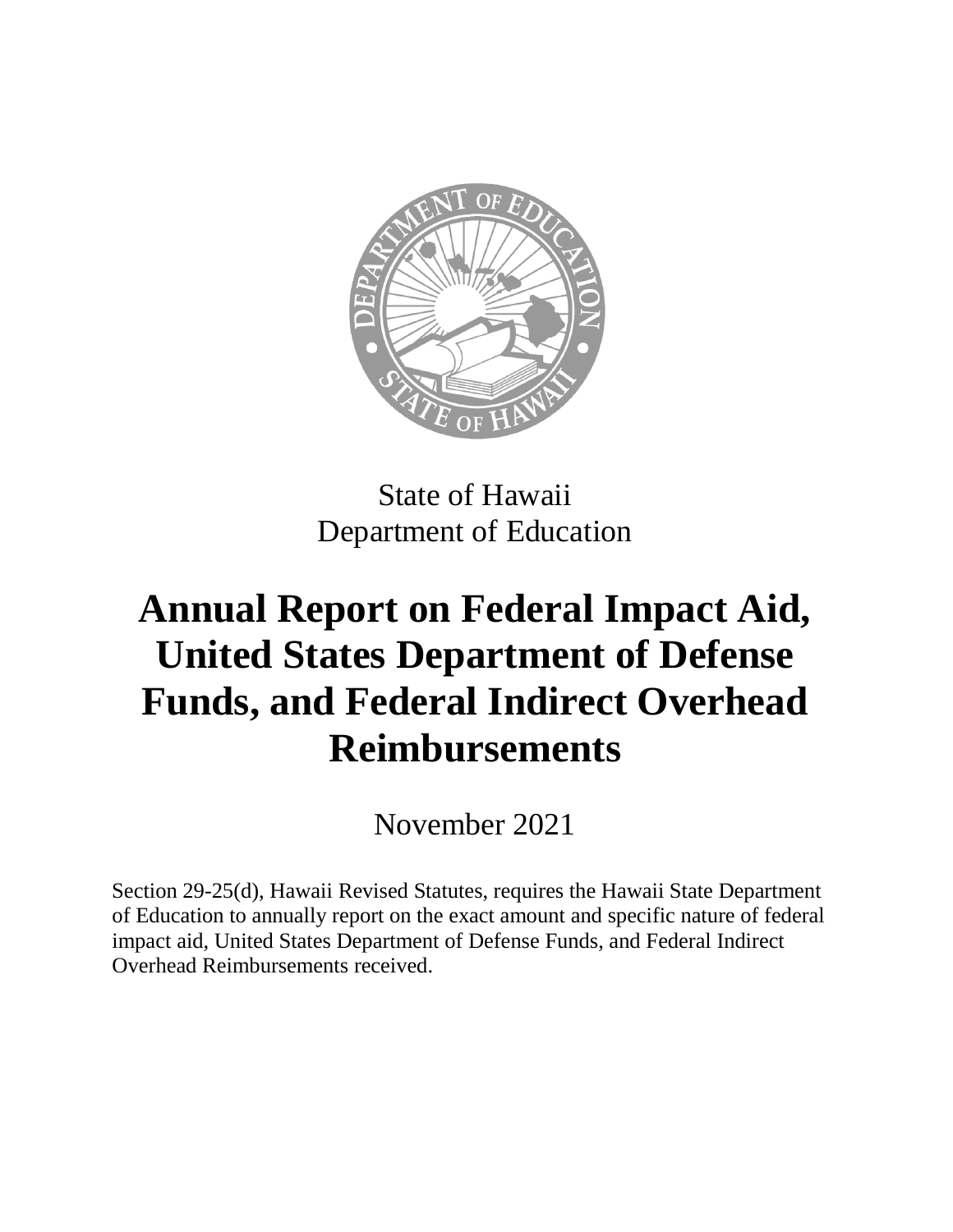State of Hawaii
Department of Education

# Annual Report on Federal Impact Aid, United States Department of Defense Funds, and Federal Indirect Overhead Reimbursements

November 2021

Section 29-25(d), Hawaii Revised Statutes, requires the Hawaii State Department of Education to annually report on the exact amount and specific nature of federal impact aid, United States Department of Defense Funds, and Federal Indirect Overhead Reimbursements received.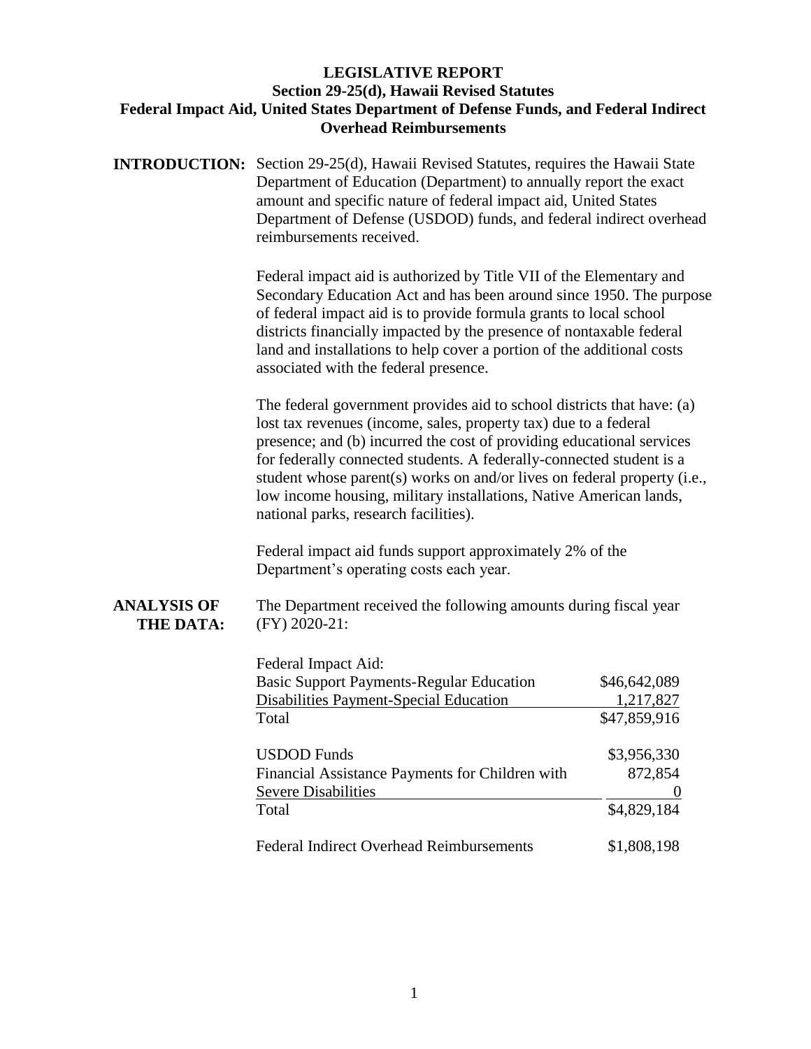# LEGISLATIVE REPORT
## Section 29-25(d), Hawaii Revised Statutes
## Federal Impact Aid, United States Department of Defense Funds, and Federal Indirect Overhead Reimbursements

**INTRODUCTION:** Section 29-25(d), Hawaii Revised Statutes, requires the Hawaii State Department of Education (Department) to annually report the exact amount and specific nature of federal impact aid, United States Department of Defense (USDOD) funds, and federal indirect overhead reimbursements received.

Federal impact aid is authorized by Title VII of the Elementary and Secondary Education Act and has been around since 1950. The purpose of federal impact aid is to provide formula grants to local school districts financially impacted by the presence of nontaxable federal land and installations to help cover a portion of the additional costs associated with the federal presence.

The federal government provides aid to school districts that have: (a) lost tax revenues (income, sales, property tax) due to a federal presence; and (b) incurred the cost of providing educational services for federally connected students. A federally-connected student is a student whose parent(s) works on and/or lives on federal property (i.e., low income housing, military installations, Native American lands, national parks, research facilities).

Federal impact aid funds support approximately 2% of the Department's operating costs each year.

**ANALYSIS OF THE DATA:** The Department received the following amounts during fiscal year (FY) 2020-21:

| | |
|---|---|
| Federal Impact Aid: | |
| Basic Support Payments-Regular Education | $46,642,089 |
| Disabilities Payment-Special Education | 1,217,827 |
| Total | $47,859,916 |
| | |
| USDOD Funds | $3,956,330 |
| Financial Assistance Payments for Children with | 872,854 |
| Severe Disabilities | 0 |
| Total | $4,829,184 |
| | |
| Federal Indirect Overhead Reimbursements | $1,808,198 |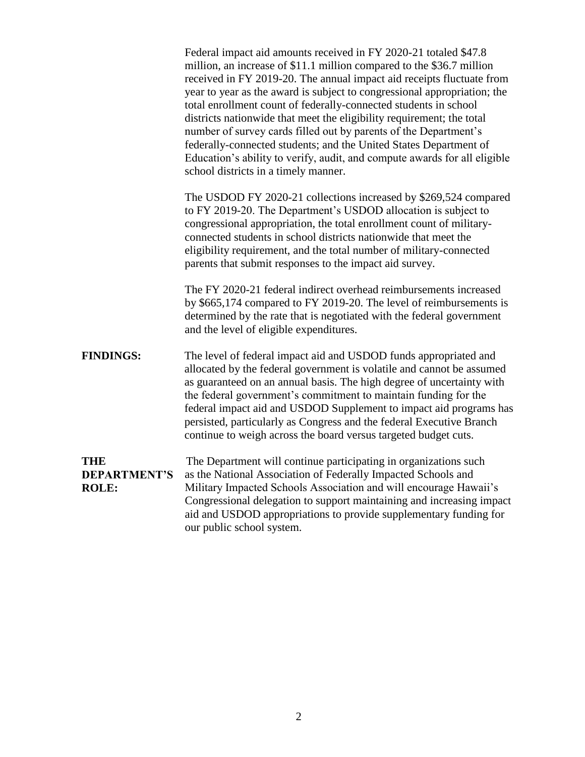Federal impact aid amounts received in FY 2020-21 totaled $47.8 million, an increase of $11.1 million compared to the $36.7 million received in FY 2019-20. The annual impact aid receipts fluctuate from year to year as the award is subject to congressional appropriation; the total enrollment count of federally-connected students in school districts nationwide that meet the eligibility requirement; the total number of survey cards filled out by parents of the Department's federally-connected students; and the United States Department of Education's ability to verify, audit, and compute awards for all eligible school districts in a timely manner.

The USDOD FY 2020-21 collections increased by $269,524 compared to FY 2019-20. The Department's USDOD allocation is subject to congressional appropriation, the total enrollment count of military-connected students in school districts nationwide that meet the eligibility requirement, and the total number of military-connected parents that submit responses to the impact aid survey.

The FY 2020-21 federal indirect overhead reimbursements increased by $665,174 compared to FY 2019-20. The level of reimbursements is determined by the rate that is negotiated with the federal government and the level of eligible expenditures.

**FINDINGS:** The level of federal impact aid and USDOD funds appropriated and allocated by the federal government is volatile and cannot be assumed as guaranteed on an annual basis. The high degree of uncertainty with the federal government's commitment to maintain funding for the federal impact aid and USDOD Supplement to impact aid programs has persisted, particularly as Congress and the federal Executive Branch continue to weigh across the board versus targeted budget cuts.

**THE DEPARTMENT'S ROLE:** The Department will continue participating in organizations such as the National Association of Federally Impacted Schools and Military Impacted Schools Association and will encourage Hawaii's Congressional delegation to support maintaining and increasing impact aid and USDOD appropriations to provide supplementary funding for our public school system.